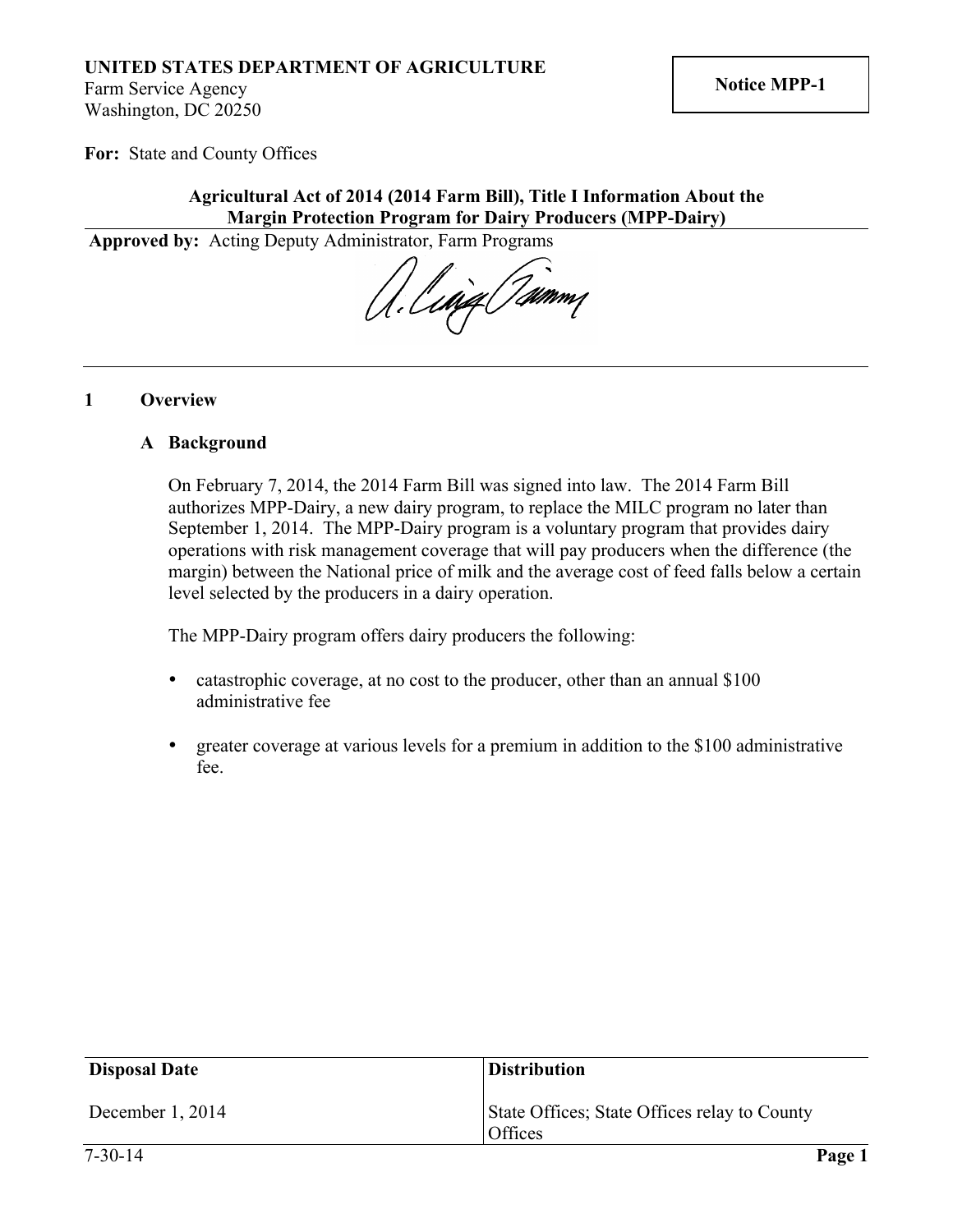**UNITED STATES DEPARTMENT OF AGRICULTURE**
Farm Service Agency
Washington, DC 20250

**Notice MPP-1**

**For:** State and County Offices

**Agricultural Act of 2014 (2014 Farm Bill), Title I Information About the Margin Protection Program for Dairy Producers (MPP-Dairy)**

**Approved by:** Acting Deputy Administrator, Farm Programs

## 1 Overview

### A Background

On February 7, 2014, the 2014 Farm Bill was signed into law. The 2014 Farm Bill authorizes MPP-Dairy, a new dairy program, to replace the MILC program no later than September 1, 2014. The MPP-Dairy program is a voluntary program that provides dairy operations with risk management coverage that will pay producers when the difference (the margin) between the National price of milk and the average cost of feed falls below a certain level selected by the producers in a dairy operation.

The MPP-Dairy program offers dairy producers the following:

- catastrophic coverage, at no cost to the producer, other than an annual $100 administrative fee
- greater coverage at various levels for a premium in addition to the $100 administrative fee.

| Disposal Date | Distribution |
|---|---|
| December 1, 2014 | State Offices; State Offices relay to County Offices |

7-30-14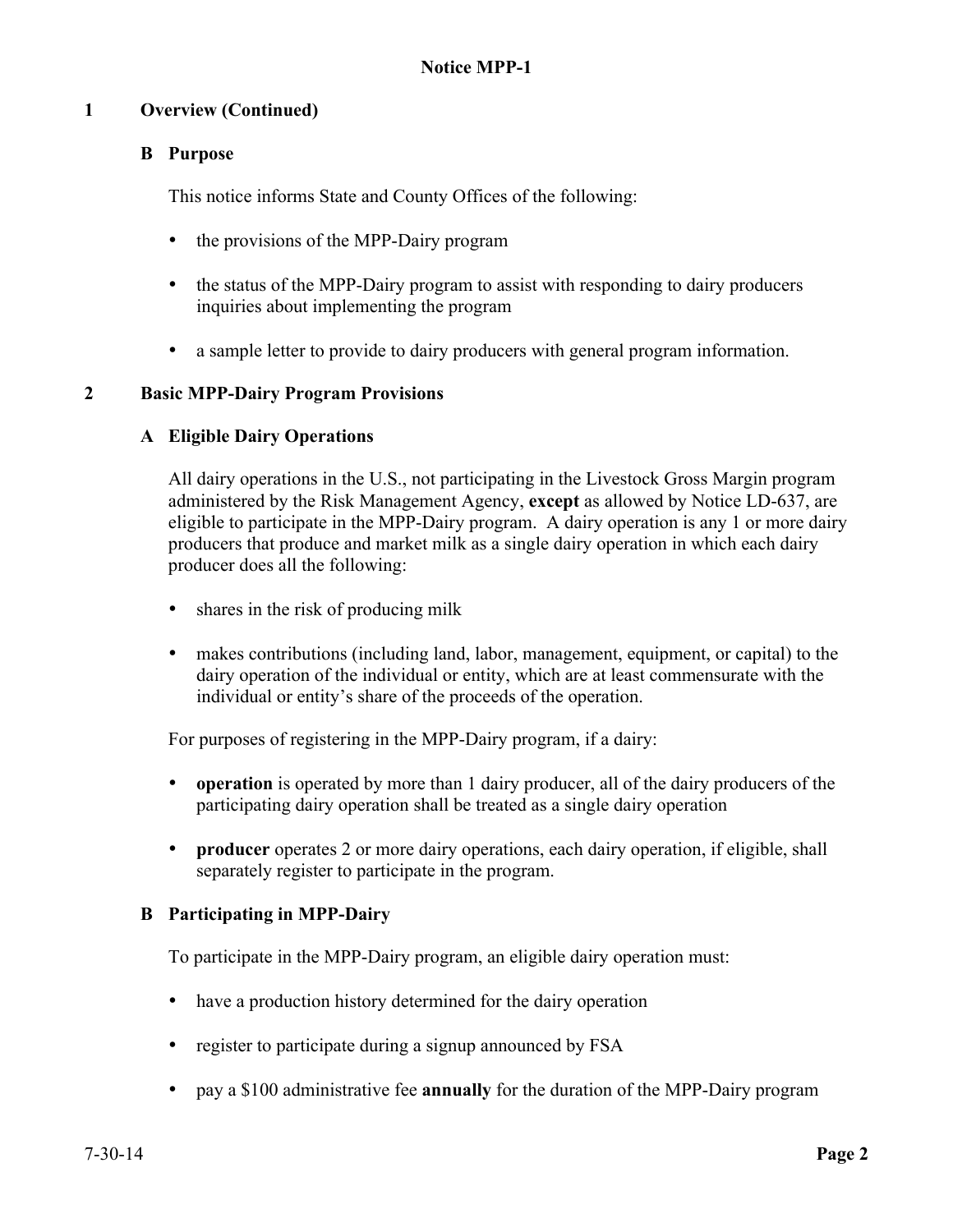## 1 Overview (Continued)

### B Purpose

This notice informs State and County Offices of the following:

- the provisions of the MPP-Dairy program
- the status of the MPP-Dairy program to assist with responding to dairy producers inquiries about implementing the program
- a sample letter to provide to dairy producers with general program information.

## 2 Basic MPP-Dairy Program Provisions

### A Eligible Dairy Operations

All dairy operations in the U.S., not participating in the Livestock Gross Margin program administered by the Risk Management Agency, **except** as allowed by Notice LD-637, are eligible to participate in the MPP-Dairy program. A dairy operation is any 1 or more dairy producers that produce and market milk as a single dairy operation in which each dairy producer does all the following:

- shares in the risk of producing milk
- makes contributions (including land, labor, management, equipment, or capital) to the dairy operation of the individual or entity, which are at least commensurate with the individual or entity's share of the proceeds of the operation.

For purposes of registering in the MPP-Dairy program, if a dairy:

- **operation** is operated by more than 1 dairy producer, all of the dairy producers of the participating dairy operation shall be treated as a single dairy operation
- **producer** operates 2 or more dairy operations, each dairy operation, if eligible, shall separately register to participate in the program.

### B Participating in MPP-Dairy

To participate in the MPP-Dairy program, an eligible dairy operation must:

- have a production history determined for the dairy operation
- register to participate during a signup announced by FSA
- pay a $100 administrative fee **annually** for the duration of the MPP-Dairy program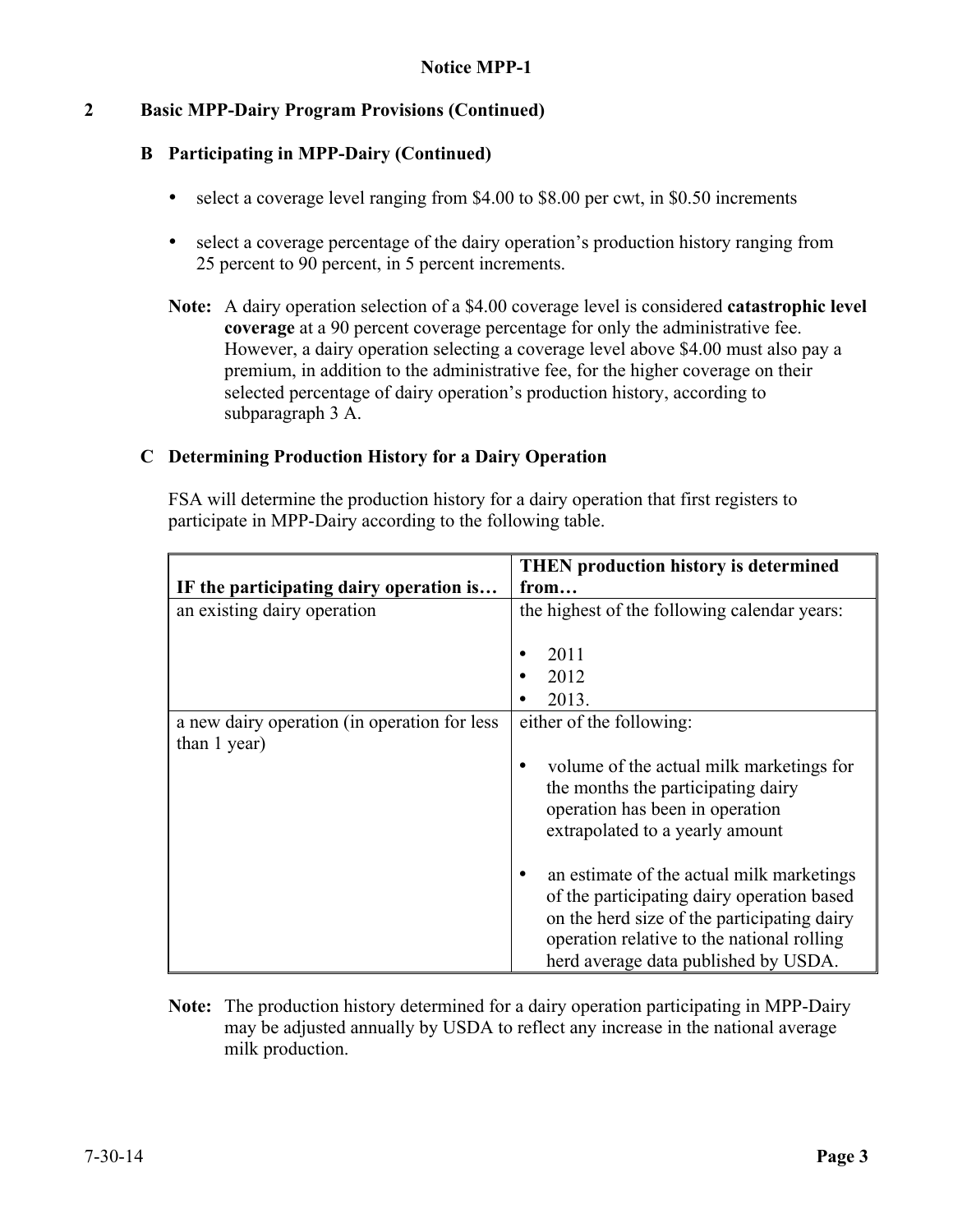## 2 Basic MPP-Dairy Program Provisions (Continued)

### B Participating in MPP-Dairy (Continued)

- select a coverage level ranging from $4.00 to $8.00 per cwt, in $0.50 increments
- select a coverage percentage of the dairy operation's production history ranging from 25 percent to 90 percent, in 5 percent increments.

**Note:** A dairy operation selection of a $4.00 coverage level is considered **catastrophic level coverage** at a 90 percent coverage percentage for only the administrative fee. However, a dairy operation selecting a coverage level above $4.00 must also pay a premium, in addition to the administrative fee, for the higher coverage on their selected percentage of dairy operation's production history, according to subparagraph 3 A.

### C Determining Production History for a Dairy Operation

FSA will determine the production history for a dairy operation that first registers to participate in MPP-Dairy according to the following table.

| IF the participating dairy operation is… | THEN production history is determined from… |
|---|---|
| an existing dairy operation | the highest of the following calendar years:<br><br>• 2011<br>• 2012<br>• 2013. |
| a new dairy operation (in operation for less than 1 year) | either of the following:<br><br>• volume of the actual milk marketings for the months the participating dairy operation has been in operation extrapolated to a yearly amount<br><br>• an estimate of the actual milk marketings of the participating dairy operation based on the herd size of the participating dairy operation relative to the national rolling herd average data published by USDA. |

**Note:** The production history determined for a dairy operation participating in MPP-Dairy may be adjusted annually by USDA to reflect any increase in the national average milk production.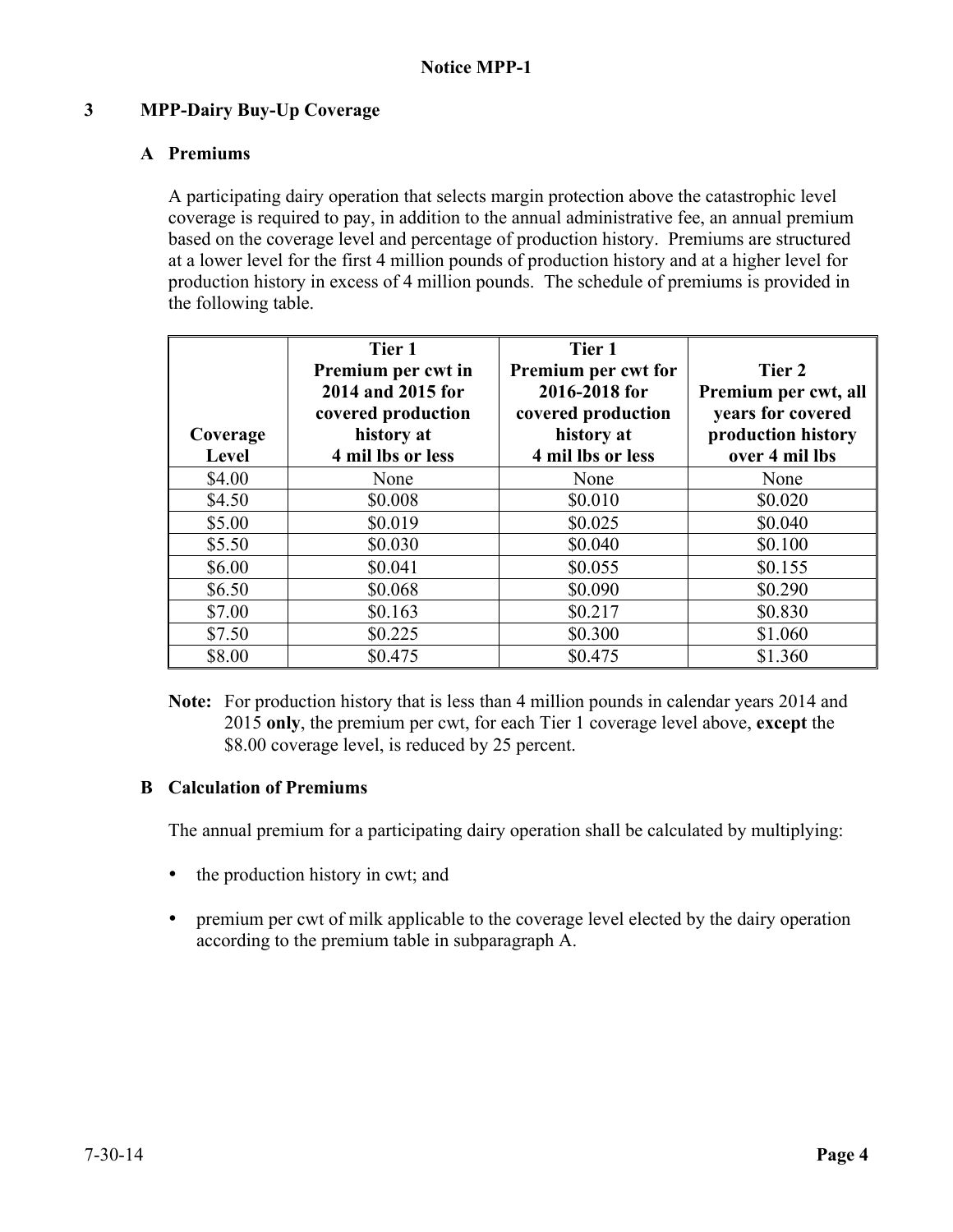## 3 MPP-Dairy Buy-Up Coverage

### A Premiums

A participating dairy operation that selects margin protection above the catastrophic level coverage is required to pay, in addition to the annual administrative fee, an annual premium based on the coverage level and percentage of production history. Premiums are structured at a lower level for the first 4 million pounds of production history and at a higher level for production history in excess of 4 million pounds. The schedule of premiums is provided in the following table.

| Coverage Level | Tier 1 Premium per cwt in 2014 and 2015 for covered production history at 4 mil lbs or less | Tier 1 Premium per cwt for 2016-2018 for covered production history at 4 mil lbs or less | Tier 2 Premium per cwt, all years for covered production history over 4 mil lbs |
|---|---|---|---|
| $4.00 | None | None | None |
| $4.50 | $0.008 | $0.010 | $0.020 |
| $5.00 | $0.019 | $0.025 | $0.040 |
| $5.50 | $0.030 | $0.040 | $0.100 |
| $6.00 | $0.041 | $0.055 | $0.155 |
| $6.50 | $0.068 | $0.090 | $0.290 |
| $7.00 | $0.163 | $0.217 | $0.830 |
| $7.50 | $0.225 | $0.300 | $1.060 |
| $8.00 | $0.475 | $0.475 | $1.360 |

**Note:** For production history that is less than 4 million pounds in calendar years 2014 and 2015 **only**, the premium per cwt, for each Tier 1 coverage level above, **except** the $8.00 coverage level, is reduced by 25 percent.

### B Calculation of Premiums

The annual premium for a participating dairy operation shall be calculated by multiplying:

- the production history in cwt; and
- premium per cwt of milk applicable to the coverage level elected by the dairy operation according to the premium table in subparagraph A.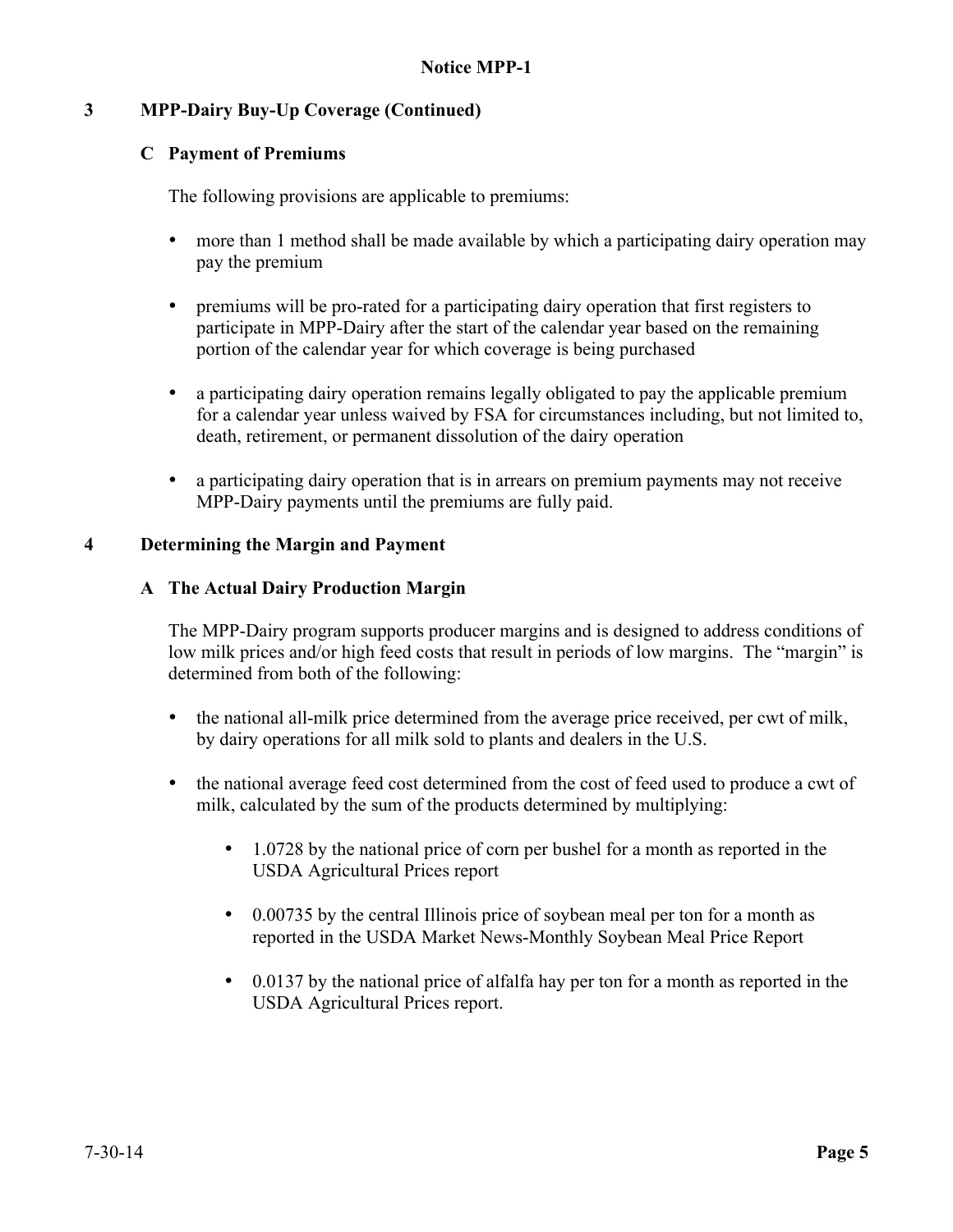## 3 MPP-Dairy Buy-Up Coverage (Continued)

### C Payment of Premiums

The following provisions are applicable to premiums:

- more than 1 method shall be made available by which a participating dairy operation may pay the premium
- premiums will be pro-rated for a participating dairy operation that first registers to participate in MPP-Dairy after the start of the calendar year based on the remaining portion of the calendar year for which coverage is being purchased
- a participating dairy operation remains legally obligated to pay the applicable premium for a calendar year unless waived by FSA for circumstances including, but not limited to, death, retirement, or permanent dissolution of the dairy operation
- a participating dairy operation that is in arrears on premium payments may not receive MPP-Dairy payments until the premiums are fully paid.

## 4 Determining the Margin and Payment

### A The Actual Dairy Production Margin

The MPP-Dairy program supports producer margins and is designed to address conditions of low milk prices and/or high feed costs that result in periods of low margins. The "margin" is determined from both of the following:

- the national all-milk price determined from the average price received, per cwt of milk, by dairy operations for all milk sold to plants and dealers in the U.S.
- the national average feed cost determined from the cost of feed used to produce a cwt of milk, calculated by the sum of the products determined by multiplying:
  - 1.0728 by the national price of corn per bushel for a month as reported in the USDA Agricultural Prices report
  - 0.00735 by the central Illinois price of soybean meal per ton for a month as reported in the USDA Market News-Monthly Soybean Meal Price Report
  - 0.0137 by the national price of alfalfa hay per ton for a month as reported in the USDA Agricultural Prices report.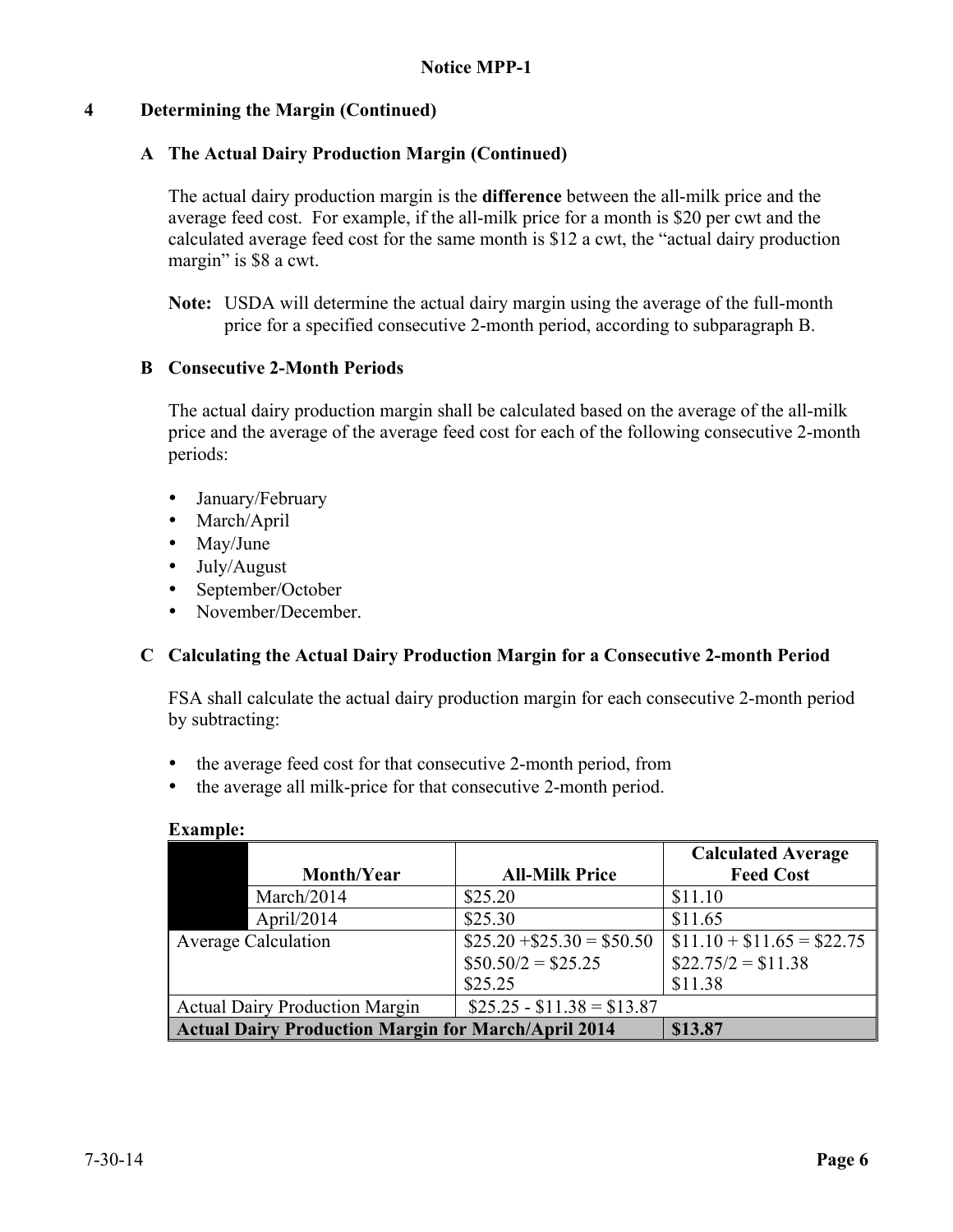**Notice MPP-1**

## 4 Determining the Margin (Continued)

### A The Actual Dairy Production Margin (Continued)

The actual dairy production margin is the **difference** between the all-milk price and the average feed cost. For example, if the all-milk price for a month is $20 per cwt and the calculated average feed cost for the same month is $12 a cwt, the "actual dairy production margin" is $8 a cwt.

**Note:** USDA will determine the actual dairy margin using the average of the full-month price for a specified consecutive 2-month period, according to subparagraph B.

### B Consecutive 2-Month Periods

The actual dairy production margin shall be calculated based on the average of the all-milk price and the average of the average feed cost for each of the following consecutive 2-month periods:

- January/February
- March/April
- May/June
- July/August
- September/October
- November/December.

### C Calculating the Actual Dairy Production Margin for a Consecutive 2-month Period

FSA shall calculate the actual dairy production margin for each consecutive 2-month period by subtracting:

- the average feed cost for that consecutive 2-month period, from
- the average all milk-price for that consecutive 2-month period.

**Example:**

| | Month/Year | All-Milk Price | Calculated Average Feed Cost |
|---|---|---|---|
| | March/2014 | $25.20 | $11.10 |
| | April/2014 | $25.30 | $11.65 |
| Average Calculation | | $25.20 +$25.30 = $50.50<br>$50.50/2 = $25.25<br>$25.25 | $11.10 + $11.65 = $22.75<br>$22.75/2 = $11.38<br>$11.38 |
| Actual Dairy Production Margin | | $25.25 - $11.38 = $13.87 | |
| **Actual Dairy Production Margin for March/April 2014** | | | **$13.87** |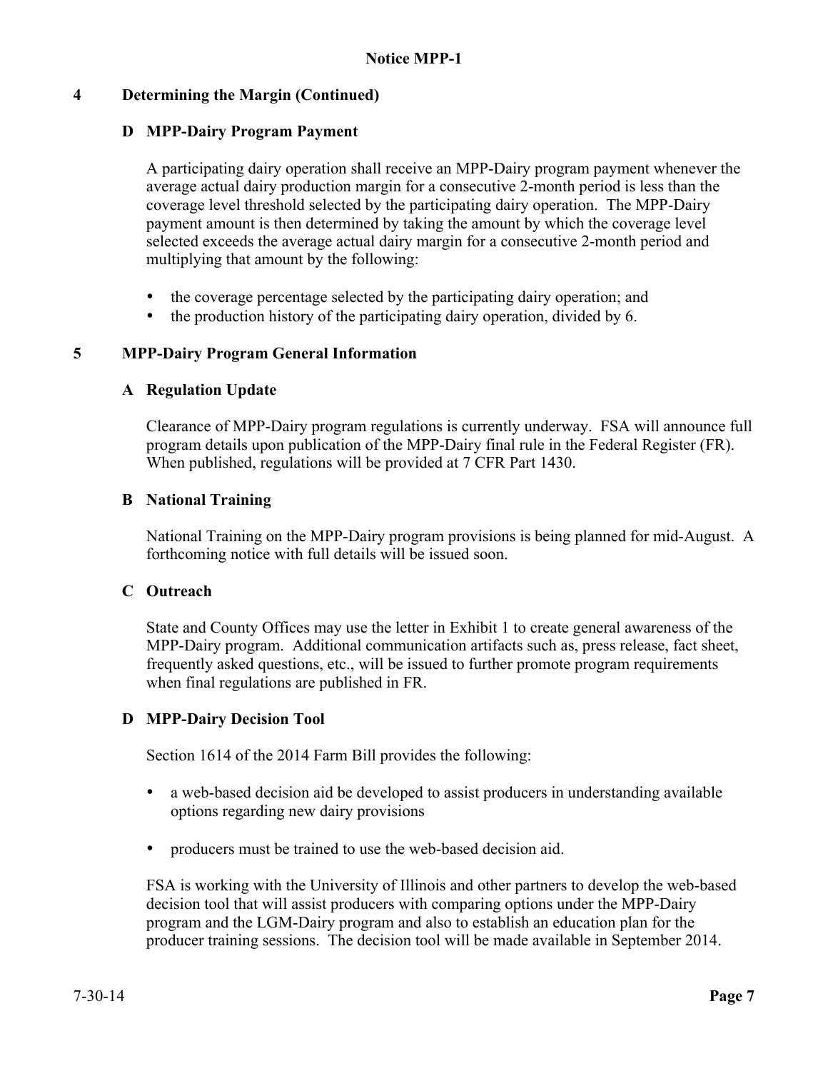## 4 Determining the Margin (Continued)

### D MPP-Dairy Program Payment

A participating dairy operation shall receive an MPP-Dairy program payment whenever the average actual dairy production margin for a consecutive 2-month period is less than the coverage level threshold selected by the participating dairy operation. The MPP-Dairy payment amount is then determined by taking the amount by which the coverage level selected exceeds the average actual dairy margin for a consecutive 2-month period and multiplying that amount by the following:

- the coverage percentage selected by the participating dairy operation; and
- the production history of the participating dairy operation, divided by 6.

## 5 MPP-Dairy Program General Information

### A Regulation Update

Clearance of MPP-Dairy program regulations is currently underway. FSA will announce full program details upon publication of the MPP-Dairy final rule in the Federal Register (FR). When published, regulations will be provided at 7 CFR Part 1430.

### B National Training

National Training on the MPP-Dairy program provisions is being planned for mid-August. A forthcoming notice with full details will be issued soon.

### C Outreach

State and County Offices may use the letter in Exhibit 1 to create general awareness of the MPP-Dairy program. Additional communication artifacts such as, press release, fact sheet, frequently asked questions, etc., will be issued to further promote program requirements when final regulations are published in FR.

### D MPP-Dairy Decision Tool

Section 1614 of the 2014 Farm Bill provides the following:

- a web-based decision aid be developed to assist producers in understanding available options regarding new dairy provisions
- producers must be trained to use the web-based decision aid.

FSA is working with the University of Illinois and other partners to develop the web-based decision tool that will assist producers with comparing options under the MPP-Dairy program and the LGM-Dairy program and also to establish an education plan for the producer training sessions. The decision tool will be made available in September 2014.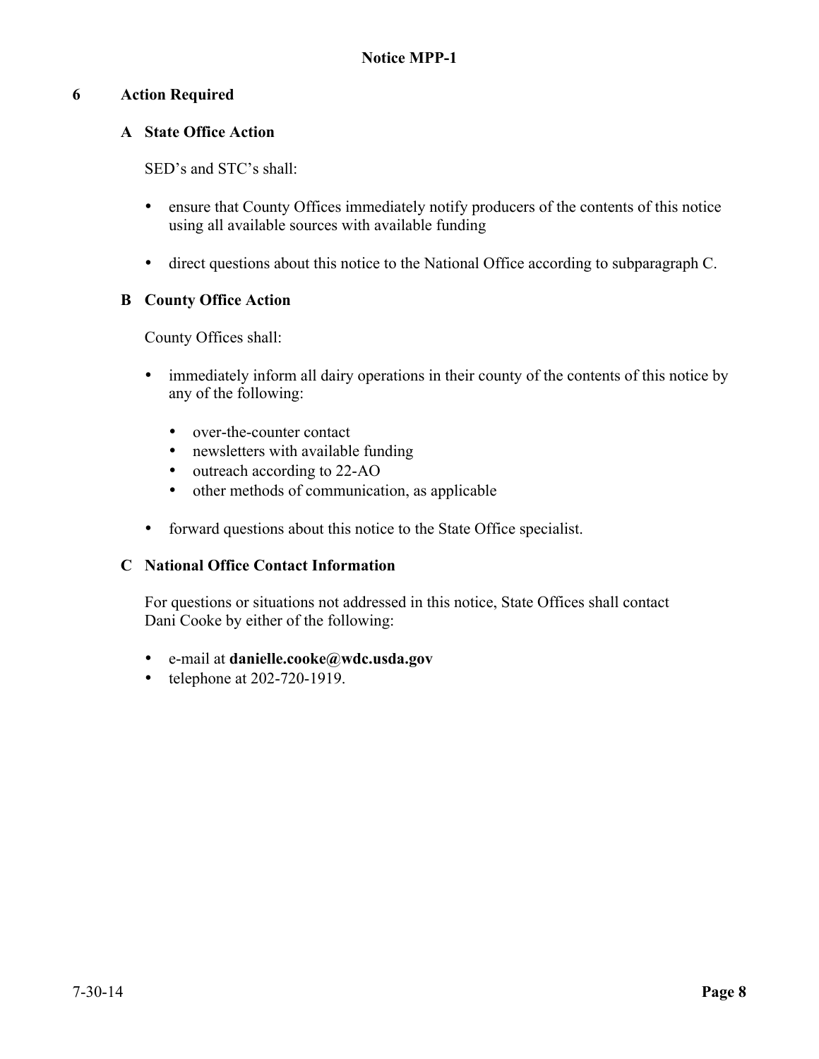## 6 Action Required

### A State Office Action

SED's and STC's shall:

- ensure that County Offices immediately notify producers of the contents of this notice using all available sources with available funding
- direct questions about this notice to the National Office according to subparagraph C.

### B County Office Action

County Offices shall:

- immediately inform all dairy operations in their county of the contents of this notice by any of the following:
  - over-the-counter contact
  - newsletters with available funding
  - outreach according to 22-AO
  - other methods of communication, as applicable
- forward questions about this notice to the State Office specialist.

### C National Office Contact Information

For questions or situations not addressed in this notice, State Offices shall contact Dani Cooke by either of the following:

- e-mail at **danielle.cooke@wdc.usda.gov**
- telephone at 202-720-1919.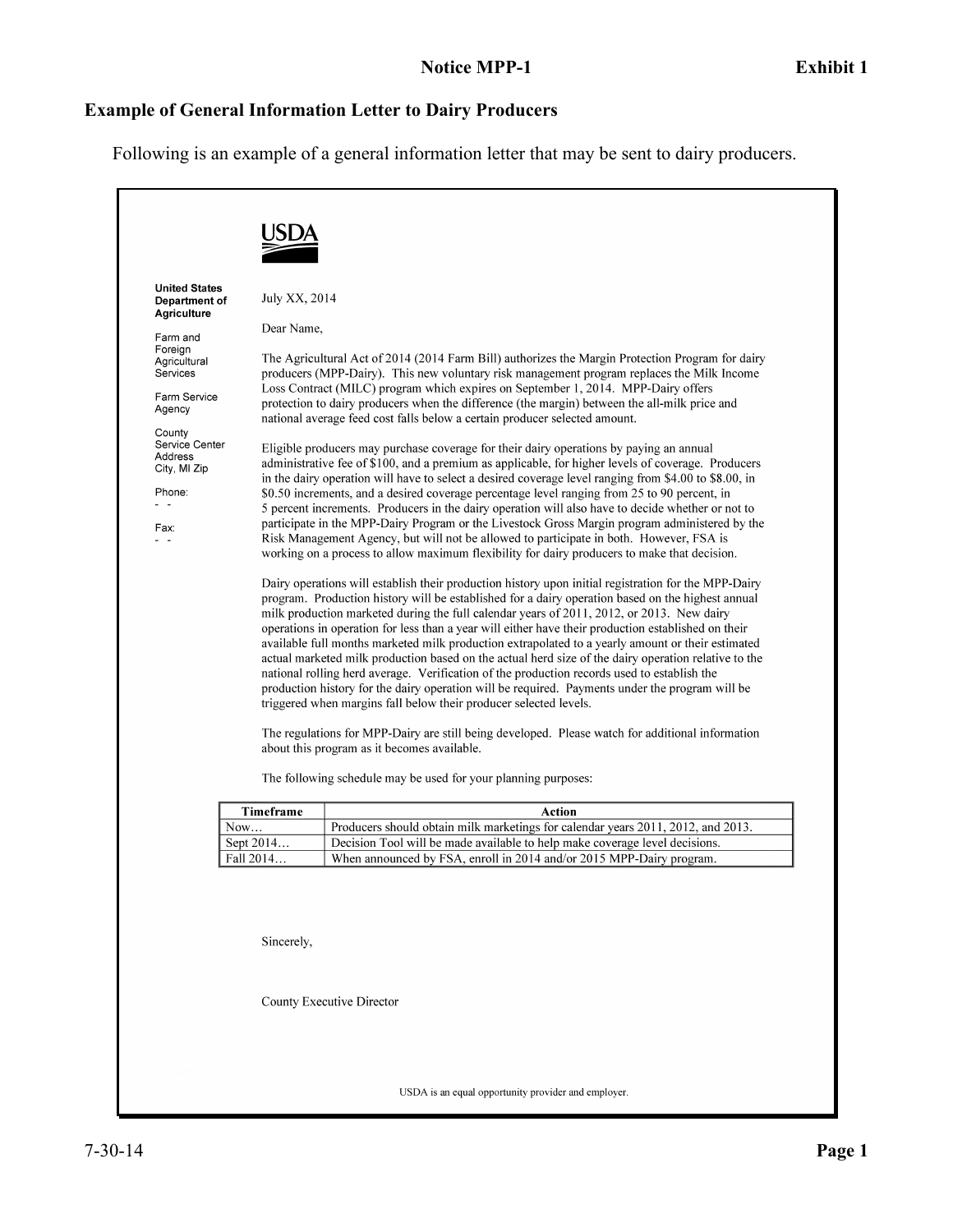## Example of General Information Letter to Dairy Producers

Following is an example of a general information letter that may be sent to dairy producers.

USDA

**United States Department of Agriculture**

Farm and Foreign Agricultural Services

Farm Service Agency

County Service Center Address
City, MI Zip

Phone:
- -

Fax:
- -

July XX, 2014

Dear Name,

The Agricultural Act of 2014 (2014 Farm Bill) authorizes the Margin Protection Program for dairy producers (MPP-Dairy). This new voluntary risk management program replaces the Milk Income Loss Contract (MILC) program which expires on September 1, 2014. MPP-Dairy offers protection to dairy producers when the difference (the margin) between the all-milk price and national average feed cost falls below a certain producer selected amount.

Eligible producers may purchase coverage for their dairy operations by paying an annual administrative fee of $100, and a premium as applicable, for higher levels of coverage. Producers in the dairy operation will have to select a desired coverage level ranging from $4.00 to $8.00, in $0.50 increments, and a desired coverage percentage level ranging from 25 to 90 percent, in 5 percent increments. Producers in the dairy operation will also have to decide whether or not to participate in the MPP-Dairy Program or the Livestock Gross Margin program administered by the Risk Management Agency, but will not be allowed to participate in both. However, FSA is working on a process to allow maximum flexibility for dairy producers to make that decision.

Dairy operations will establish their production history upon initial registration for the MPP-Dairy program. Production history will be established for a dairy operation based on the highest annual milk production marketed during the full calendar years of 2011, 2012, or 2013. New dairy operations in operation for less than a year will either have their production established on their available full months marketed milk production extrapolated to a yearly amount or their estimated actual marketed milk production based on the actual herd size of the dairy operation relative to the national rolling herd average. Verification of the production records used to establish the production history for the dairy operation will be required. Payments under the program will be triggered when margins fall below their producer selected levels.

The regulations for MPP-Dairy are still being developed. Please watch for additional information about this program as it becomes available.

The following schedule may be used for your planning purposes:

| Timeframe | Action |
|---|---|
| Now… | Producers should obtain milk marketings for calendar years 2011, 2012, and 2013. |
| Sept 2014… | Decision Tool will be made available to help make coverage level decisions. |
| Fall 2014… | When announced by FSA, enroll in 2014 and/or 2015 MPP-Dairy program. |

Sincerely,

County Executive Director

USDA is an equal opportunity provider and employer.